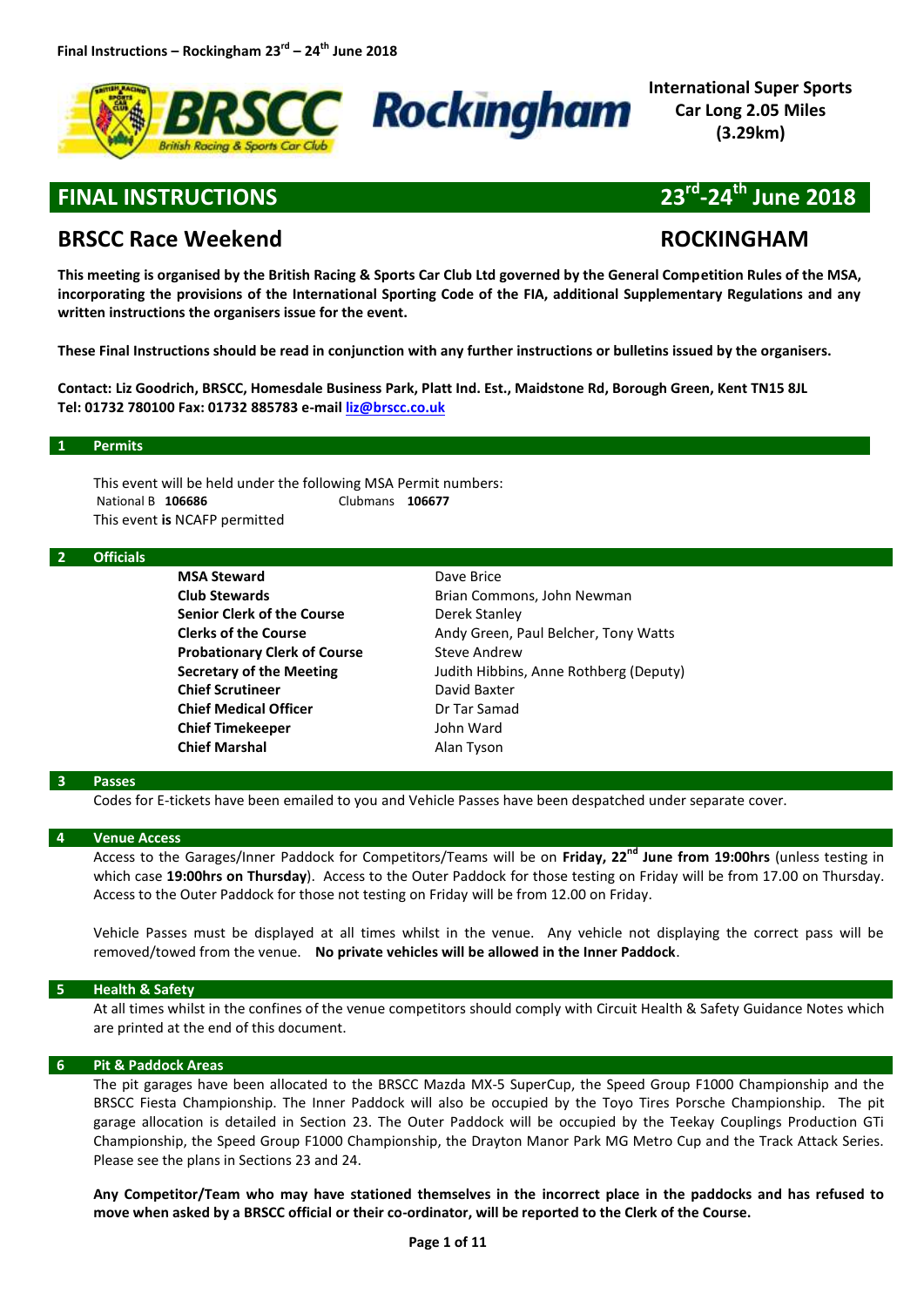International Super Sports Car Long 2.05 Miles (3.29km)

# FINAL INSTRUCTIONS 23rd-24th June 2018

## BRSCC Race Weekend ROCKINGHAM

**This meeting is organised by the British Racing & Sports Car Club Ltd governed by the General Competition Rules of the MSA, incorporating the provisions of the International Sporting Code of the FIA, additional Supplementary Regulations and any written instructions the organisers issue for the event.**

**These Final Instructions should be read in conjunction with any further instructions or bulletins issued by the organisers.**

**Contact: Liz Goodrich, BRSCC, Homesdale Business Park, Platt Ind. Est., Maidstone Rd, Borough Green, Kent TN15 8JL**
**Tel: 01732 780100 Fax: 01732 885783 e-mail liz@brscc.co.uk**

### 1 Permits

This event will be held under the following MSA Permit numbers:
National B **106686** Clubmans **106677**
This event **is** NCAFP permitted

### 2 Officials

| | |
|---|---|
| **MSA Steward** | Dave Brice |
| **Club Stewards** | Brian Commons, John Newman |
| **Senior Clerk of the Course** | Derek Stanley |
| **Clerks of the Course** | Andy Green, Paul Belcher, Tony Watts |
| **Probationary Clerk of Course** | Steve Andrew |
| **Secretary of the Meeting** | Judith Hibbins, Anne Rothberg (Deputy) |
| **Chief Scrutineer** | David Baxter |
| **Chief Medical Officer** | Dr Tar Samad |
| **Chief Timekeeper** | John Ward |
| **Chief Marshal** | Alan Tyson |

### 3 Passes

Codes for E-tickets have been emailed to you and Vehicle Passes have been despatched under separate cover.

### 4 Venue Access

Access to the Garages/Inner Paddock for Competitors/Teams will be on **Friday, 22nd June from 19:00hrs** (unless testing in which case **19:00hrs on Thursday**). Access to the Outer Paddock for those testing on Friday will be from 17.00 on Thursday. Access to the Outer Paddock for those not testing on Friday will be from 12.00 on Friday.

Vehicle Passes must be displayed at all times whilst in the venue. Any vehicle not displaying the correct pass will be removed/towed from the venue. **No private vehicles will be allowed in the Inner Paddock**.

### 5 Health & Safety

At all times whilst in the confines of the venue competitors should comply with Circuit Health & Safety Guidance Notes which are printed at the end of this document.

### 6 Pit & Paddock Areas

The pit garages have been allocated to the BRSCC Mazda MX-5 SuperCup, the Speed Group F1000 Championship and the BRSCC Fiesta Championship. The Inner Paddock will also be occupied by the Toyo Tires Porsche Championship. The pit garage allocation is detailed in Section 23. The Outer Paddock will be occupied by the Teekay Couplings Production GTi Championship, the Speed Group F1000 Championship, the Drayton Manor Park MG Metro Cup and the Track Attack Series. Please see the plans in Sections 23 and 24.

**Any Competitor/Team who may have stationed themselves in the incorrect place in the paddocks and has refused to move when asked by a BRSCC official or their co-ordinator, will be reported to the Clerk of the Course.**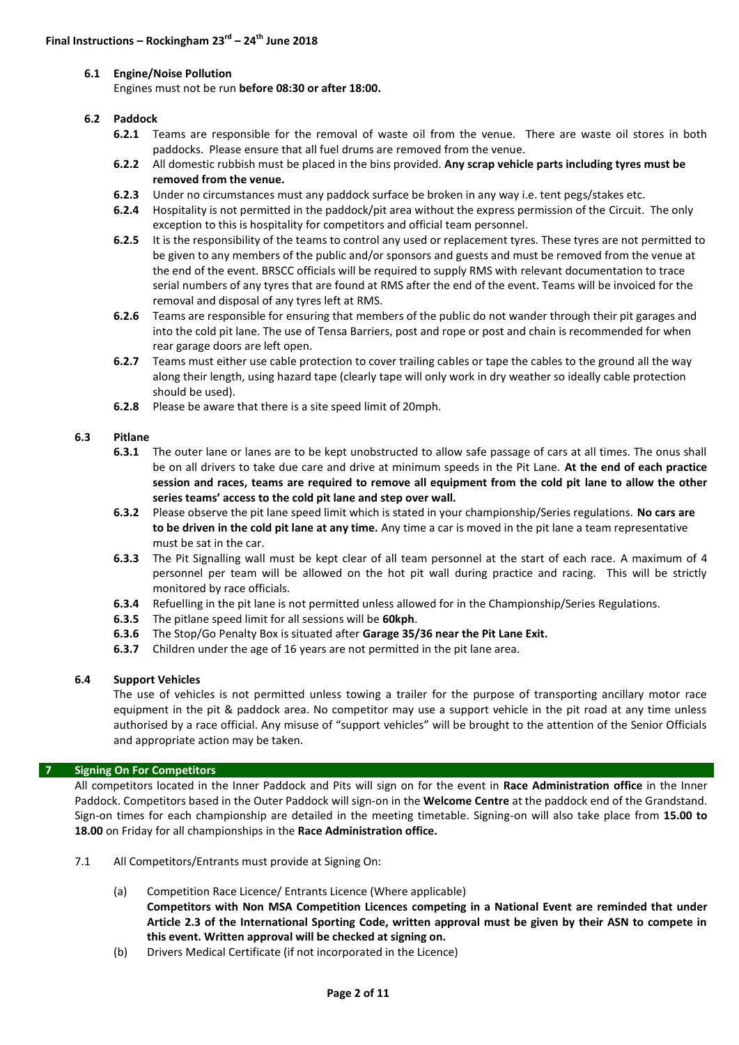### 6.1 Engine/Noise Pollution

Engines must not be run **before 08:30 or after 18:00.**

### 6.2 Paddock

**6.2.1** Teams are responsible for the removal of waste oil from the venue. There are waste oil stores in both paddocks. Please ensure that all fuel drums are removed from the venue.

**6.2.2** All domestic rubbish must be placed in the bins provided. **Any scrap vehicle parts including tyres must be removed from the venue.**

**6.2.3** Under no circumstances must any paddock surface be broken in any way i.e. tent pegs/stakes etc.

**6.2.4** Hospitality is not permitted in the paddock/pit area without the express permission of the Circuit. The only exception to this is hospitality for competitors and official team personnel.

**6.2.5** It is the responsibility of the teams to control any used or replacement tyres. These tyres are not permitted to be given to any members of the public and/or sponsors and guests and must be removed from the venue at the end of the event. BRSCC officials will be required to supply RMS with relevant documentation to trace serial numbers of any tyres that are found at RMS after the end of the event. Teams will be invoiced for the removal and disposal of any tyres left at RMS.

**6.2.6** Teams are responsible for ensuring that members of the public do not wander through their pit garages and into the cold pit lane. The use of Tensa Barriers, post and rope or post and chain is recommended for when rear garage doors are left open.

**6.2.7** Teams must either use cable protection to cover trailing cables or tape the cables to the ground all the way along their length, using hazard tape (clearly tape will only work in dry weather so ideally cable protection should be used).

**6.2.8** Please be aware that there is a site speed limit of 20mph.

### 6.3 Pitlane

**6.3.1** The outer lane or lanes are to be kept unobstructed to allow safe passage of cars at all times. The onus shall be on all drivers to take due care and drive at minimum speeds in the Pit Lane. **At the end of each practice session and races, teams are required to remove all equipment from the cold pit lane to allow the other series teams' access to the cold pit lane and step over wall.**

**6.3.2** Please observe the pit lane speed limit which is stated in your championship/Series regulations. **No cars are to be driven in the cold pit lane at any time.** Any time a car is moved in the pit lane a team representative must be sat in the car.

**6.3.3** The Pit Signalling wall must be kept clear of all team personnel at the start of each race. A maximum of 4 personnel per team will be allowed on the hot pit wall during practice and racing. This will be strictly monitored by race officials.

**6.3.4** Refuelling in the pit lane is not permitted unless allowed for in the Championship/Series Regulations.

**6.3.5** The pitlane speed limit for all sessions will be **60kph**.

**6.3.6** The Stop/Go Penalty Box is situated after **Garage 35/36 near the Pit Lane Exit.**

**6.3.7** Children under the age of 16 years are not permitted in the pit lane area.

### 6.4 Support Vehicles

The use of vehicles is not permitted unless towing a trailer for the purpose of transporting ancillary motor race equipment in the pit & paddock area. No competitor may use a support vehicle in the pit road at any time unless authorised by a race official. Any misuse of "support vehicles" will be brought to the attention of the Senior Officials and appropriate action may be taken.

## 7 Signing On For Competitors

All competitors located in the Inner Paddock and Pits will sign on for the event in **Race Administration office** in the Inner Paddock. Competitors based in the Outer Paddock will sign-on in the **Welcome Centre** at the paddock end of the Grandstand. Sign-on times for each championship are detailed in the meeting timetable. Signing-on will also take place from **15.00 to 18.00** on Friday for all championships in the **Race Administration office.**

7.1 All Competitors/Entrants must provide at Signing On:

(a) Competition Race Licence/ Entrants Licence (Where applicable)
**Competitors with Non MSA Competition Licences competing in a National Event are reminded that under Article 2.3 of the International Sporting Code, written approval must be given by their ASN to compete in this event. Written approval will be checked at signing on.**

(b) Drivers Medical Certificate (if not incorporated in the Licence)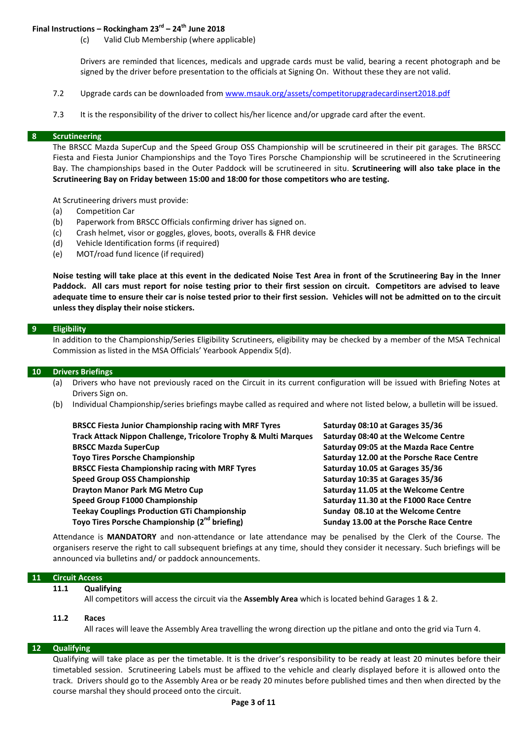(c) Valid Club Membership (where applicable)

Drivers are reminded that licences, medicals and upgrade cards must be valid, bearing a recent photograph and be signed by the driver before presentation to the officials at Signing On. Without these they are not valid.

7.2 Upgrade cards can be downloaded from www.msauk.org/assets/competitorupgradecardinsert2018.pdf

7.3 It is the responsibility of the driver to collect his/her licence and/or upgrade card after the event.

## 8 Scrutineering

The BRSCC Mazda SuperCup and the Speed Group OSS Championship will be scrutineered in their pit garages. The BRSCC Fiesta and Fiesta Junior Championships and the Toyo Tires Porsche Championship will be scrutineered in the Scrutineering Bay. The championships based in the Outer Paddock will be scrutineered in situ. **Scrutineering will also take place in the Scrutineering Bay on Friday between 15:00 and 18:00 for those competitors who are testing.**

At Scrutineering drivers must provide:

(a) Competition Car
(b) Paperwork from BRSCC Officials confirming driver has signed on.
(c) Crash helmet, visor or goggles, gloves, boots, overalls & FHR device
(d) Vehicle Identification forms (if required)
(e) MOT/road fund licence (if required)

**Noise testing will take place at this event in the dedicated Noise Test Area in front of the Scrutineering Bay in the Inner Paddock. All cars must report for noise testing prior to their first session on circuit. Competitors are advised to leave adequate time to ensure their car is noise tested prior to their first session. Vehicles will not be admitted on to the circuit unless they display their noise stickers.**

## 9 Eligibility

In addition to the Championship/Series Eligibility Scrutineers, eligibility may be checked by a member of the MSA Technical Commission as listed in the MSA Officials' Yearbook Appendix 5(d).

## 10 Drivers Briefings

(a) Drivers who have not previously raced on the Circuit in its current configuration will be issued with Briefing Notes at Drivers Sign on.
(b) Individual Championship/series briefings maybe called as required and where not listed below, a bulletin will be issued.

| | |
|---|---|
| **BRSCC Fiesta Junior Championship racing with MRF Tyres** | **Saturday 08:10 at Garages 35/36** |
| **Track Attack Nippon Challenge, Tricolore Trophy & Multi Marques** | **Saturday 08:40 at the Welcome Centre** |
| **BRSCC Mazda SuperCup** | **Saturday 09:05 at the Mazda Race Centre** |
| **Toyo Tires Porsche Championship** | **Saturday 12.00 at the Porsche Race Centre** |
| **BRSCC Fiesta Championship racing with MRF Tyres** | **Saturday 10.05 at Garages 35/36** |
| **Speed Group OSS Championship** | **Saturday 10:35 at Garages 35/36** |
| **Drayton Manor Park MG Metro Cup** | **Saturday 11.05 at the Welcome Centre** |
| **Speed Group F1000 Championship** | **Saturday 11.30 at the F1000 Race Centre** |
| **Teekay Couplings Production GTi Championship** | **Sunday 08.10 at the Welcome Centre** |
| **Toyo Tires Porsche Championship (2nd briefing)** | **Sunday 13.00 at the Porsche Race Centre** |

Attendance is **MANDATORY** and non-attendance or late attendance may be penalised by the Clerk of the Course. The organisers reserve the right to call subsequent briefings at any time, should they consider it necessary. Such briefings will be announced via bulletins and/ or paddock announcements.

## 11 Circuit Access

### 11.1 Qualifying

All competitors will access the circuit via the **Assembly Area** which is located behind Garages 1 & 2.

### 11.2 Races

All races will leave the Assembly Area travelling the wrong direction up the pitlane and onto the grid via Turn 4.

## 12 Qualifying

Qualifying will take place as per the timetable. It is the driver's responsibility to be ready at least 20 minutes before their timetabled session. Scrutineering Labels must be affixed to the vehicle and clearly displayed before it is allowed onto the track. Drivers should go to the Assembly Area or be ready 20 minutes before published times and then when directed by the course marshal they should proceed onto the circuit.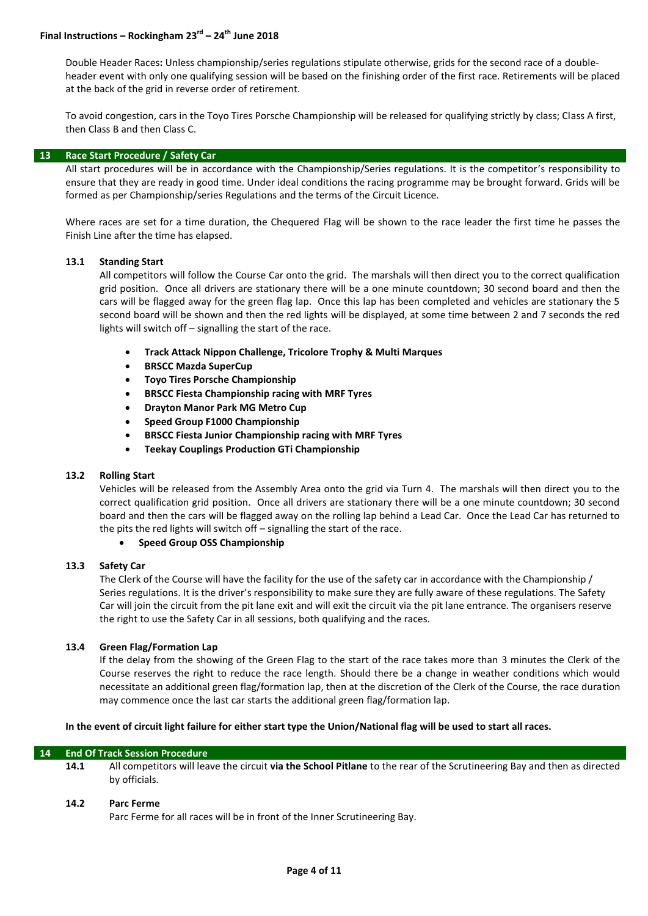Double Header Races**:** Unless championship/series regulations stipulate otherwise, grids for the second race of a double-header event with only one qualifying session will be based on the finishing order of the first race. Retirements will be placed at the back of the grid in reverse order of retirement.

To avoid congestion, cars in the Toyo Tires Porsche Championship will be released for qualifying strictly by class; Class A first, then Class B and then Class C.

## 13 Race Start Procedure / Safety Car

All start procedures will be in accordance with the Championship/Series regulations. It is the competitor's responsibility to ensure that they are ready in good time. Under ideal conditions the racing programme may be brought forward. Grids will be formed as per Championship/series Regulations and the terms of the Circuit Licence.

Where races are set for a time duration, the Chequered Flag will be shown to the race leader the first time he passes the Finish Line after the time has elapsed.

### 13.1 Standing Start

All competitors will follow the Course Car onto the grid. The marshals will then direct you to the correct qualification grid position. Once all drivers are stationary there will be a one minute countdown; 30 second board and then the cars will be flagged away for the green flag lap. Once this lap has been completed and vehicles are stationary the 5 second board will be shown and then the red lights will be displayed, at some time between 2 and 7 seconds the red lights will switch off – signalling the start of the race.

- **Track Attack Nippon Challenge, Tricolore Trophy & Multi Marques**
- **BRSCC Mazda SuperCup**
- **Toyo Tires Porsche Championship**
- **BRSCC Fiesta Championship racing with MRF Tyres**
- **Drayton Manor Park MG Metro Cup**
- **Speed Group F1000 Championship**
- **BRSCC Fiesta Junior Championship racing with MRF Tyres**
- **Teekay Couplings Production GTi Championship**

### 13.2 Rolling Start

Vehicles will be released from the Assembly Area onto the grid via Turn 4. The marshals will then direct you to the correct qualification grid position. Once all drivers are stationary there will be a one minute countdown; 30 second board and then the cars will be flagged away on the rolling lap behind a Lead Car. Once the Lead Car has returned to the pits the red lights will switch off – signalling the start of the race.

- **Speed Group OSS Championship**

### 13.3 Safety Car

The Clerk of the Course will have the facility for the use of the safety car in accordance with the Championship / Series regulations. It is the driver's responsibility to make sure they are fully aware of these regulations. The Safety Car will join the circuit from the pit lane exit and will exit the circuit via the pit lane entrance. The organisers reserve the right to use the Safety Car in all sessions, both qualifying and the races.

### 13.4 Green Flag/Formation Lap

If the delay from the showing of the Green Flag to the start of the race takes more than 3 minutes the Clerk of the Course reserves the right to reduce the race length. Should there be a change in weather conditions which would necessitate an additional green flag/formation lap, then at the discretion of the Clerk of the Course, the race duration may commence once the last car starts the additional green flag/formation lap.

**In the event of circuit light failure for either start type the Union/National flag will be used to start all races.**

## 14 End Of Track Session Procedure

**14.1** All competitors will leave the circuit **via the School Pitlane** to the rear of the Scrutineering Bay and then as directed by officials.

### 14.2 Parc Ferme

Parc Ferme for all races will be in front of the Inner Scrutineering Bay.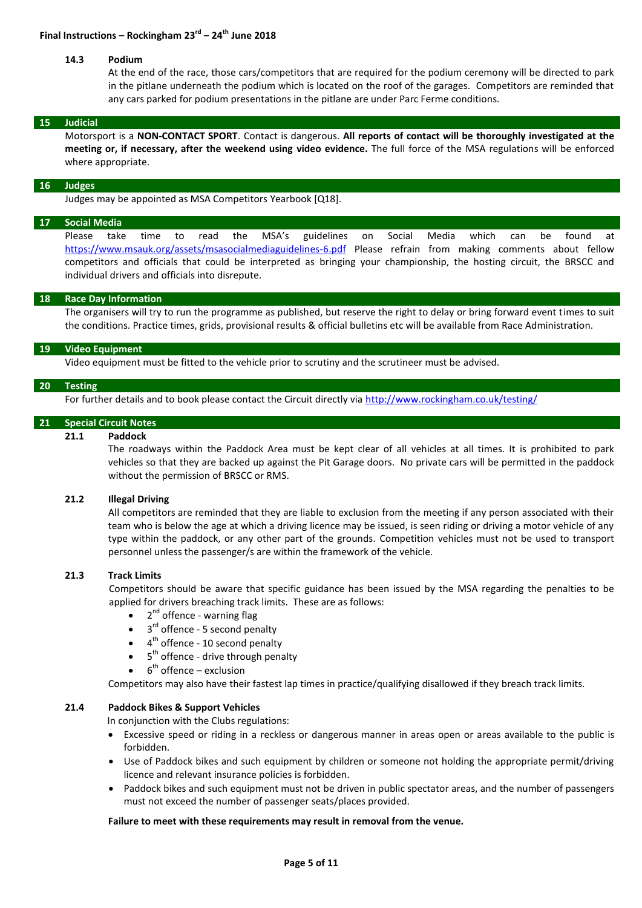### 14.3 Podium

At the end of the race, those cars/competitors that are required for the podium ceremony will be directed to park in the pitlane underneath the podium which is located on the roof of the garages. Competitors are reminded that any cars parked for podium presentations in the pitlane are under Parc Ferme conditions.

## 15 Judicial

Motorsport is a **NON-CONTACT SPORT**. Contact is dangerous. **All reports of contact will be thoroughly investigated at the meeting or, if necessary, after the weekend using video evidence.** The full force of the MSA regulations will be enforced where appropriate.

## 16 Judges

Judges may be appointed as MSA Competitors Yearbook [Q18].

## 17 Social Media

Please take time to read the MSA's guidelines on Social Media which can be found at https://www.msauk.org/assets/msasocialmediaguidelines-6.pdf Please refrain from making comments about fellow competitors and officials that could be interpreted as bringing your championship, the hosting circuit, the BRSCC and individual drivers and officials into disrepute.

## 18 Race Day Information

The organisers will try to run the programme as published, but reserve the right to delay or bring forward event times to suit the conditions. Practice times, grids, provisional results & official bulletins etc will be available from Race Administration.

## 19 Video Equipment

Video equipment must be fitted to the vehicle prior to scrutiny and the scrutineer must be advised.

## 20 Testing

For further details and to book please contact the Circuit directly via http://www.rockingham.co.uk/testing/

## 21 Special Circuit Notes

### 21.1 Paddock

The roadways within the Paddock Area must be kept clear of all vehicles at all times. It is prohibited to park vehicles so that they are backed up against the Pit Garage doors. No private cars will be permitted in the paddock without the permission of BRSCC or RMS.

### 21.2 Illegal Driving

All competitors are reminded that they are liable to exclusion from the meeting if any person associated with their team who is below the age at which a driving licence may be issued, is seen riding or driving a motor vehicle of any type within the paddock, or any other part of the grounds. Competition vehicles must not be used to transport personnel unless the passenger/s are within the framework of the vehicle.

### 21.3 Track Limits

Competitors should be aware that specific guidance has been issued by the MSA regarding the penalties to be applied for drivers breaching track limits. These are as follows:

- 2nd offence - warning flag
- 3rd offence - 5 second penalty
- 4th offence - 10 second penalty
- 5th offence - drive through penalty
- 6th offence – exclusion

Competitors may also have their fastest lap times in practice/qualifying disallowed if they breach track limits.

### 21.4 Paddock Bikes & Support Vehicles

In conjunction with the Clubs regulations:

- Excessive speed or riding in a reckless or dangerous manner in areas open or areas available to the public is forbidden.
- Use of Paddock bikes and such equipment by children or someone not holding the appropriate permit/driving licence and relevant insurance policies is forbidden.
- Paddock bikes and such equipment must not be driven in public spectator areas, and the number of passengers must not exceed the number of passenger seats/places provided.

**Failure to meet with these requirements may result in removal from the venue.**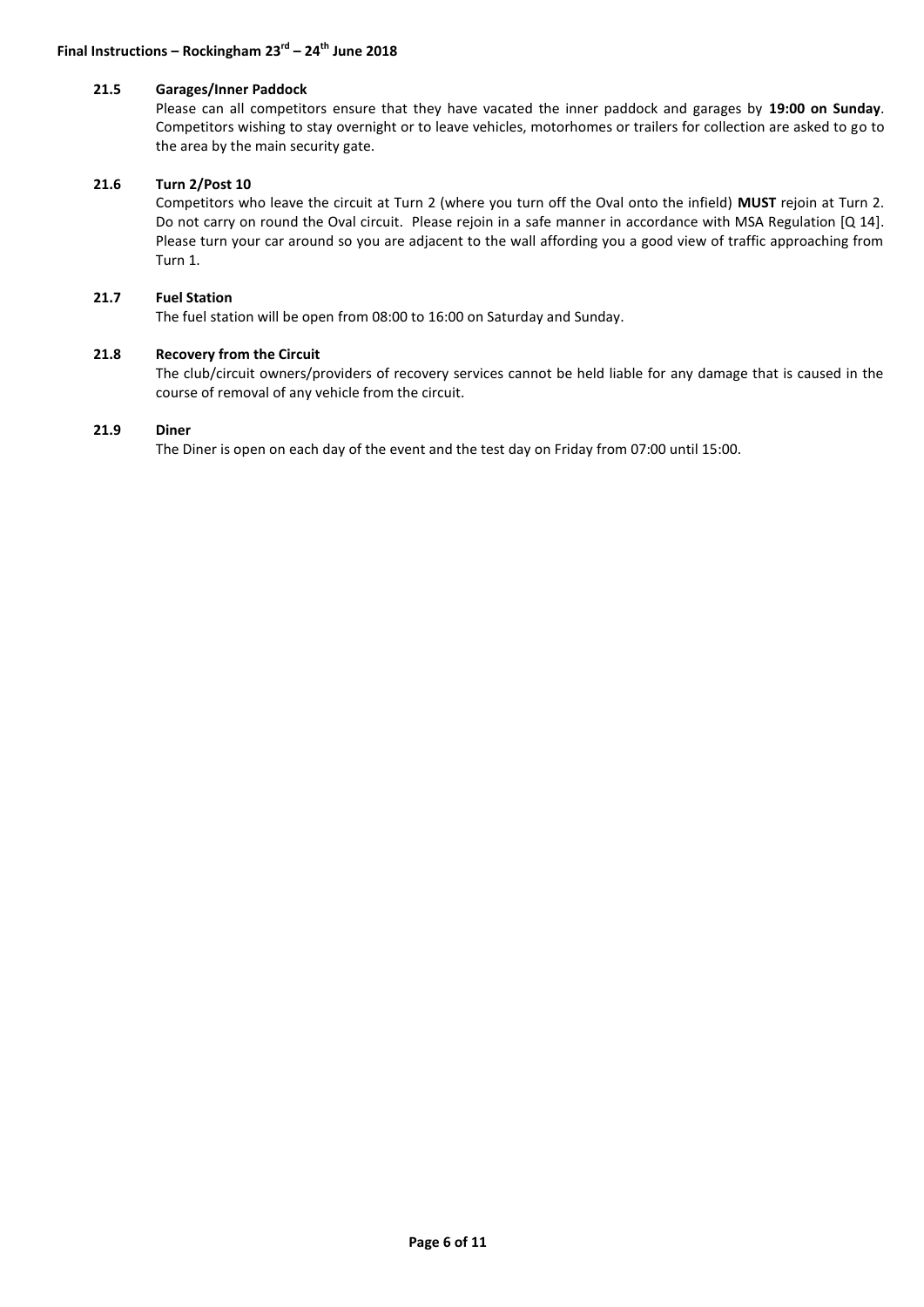### 21.5 Garages/Inner Paddock

Please can all competitors ensure that they have vacated the inner paddock and garages by **19:00 on Sunday**. Competitors wishing to stay overnight or to leave vehicles, motorhomes or trailers for collection are asked to go to the area by the main security gate.

### 21.6 Turn 2/Post 10

Competitors who leave the circuit at Turn 2 (where you turn off the Oval onto the infield) **MUST** rejoin at Turn 2. Do not carry on round the Oval circuit. Please rejoin in a safe manner in accordance with MSA Regulation [Q 14]. Please turn your car around so you are adjacent to the wall affording you a good view of traffic approaching from Turn 1.

### 21.7 Fuel Station

The fuel station will be open from 08:00 to 16:00 on Saturday and Sunday.

### 21.8 Recovery from the Circuit

The club/circuit owners/providers of recovery services cannot be held liable for any damage that is caused in the course of removal of any vehicle from the circuit.

### 21.9 Diner

The Diner is open on each day of the event and the test day on Friday from 07:00 until 15:00.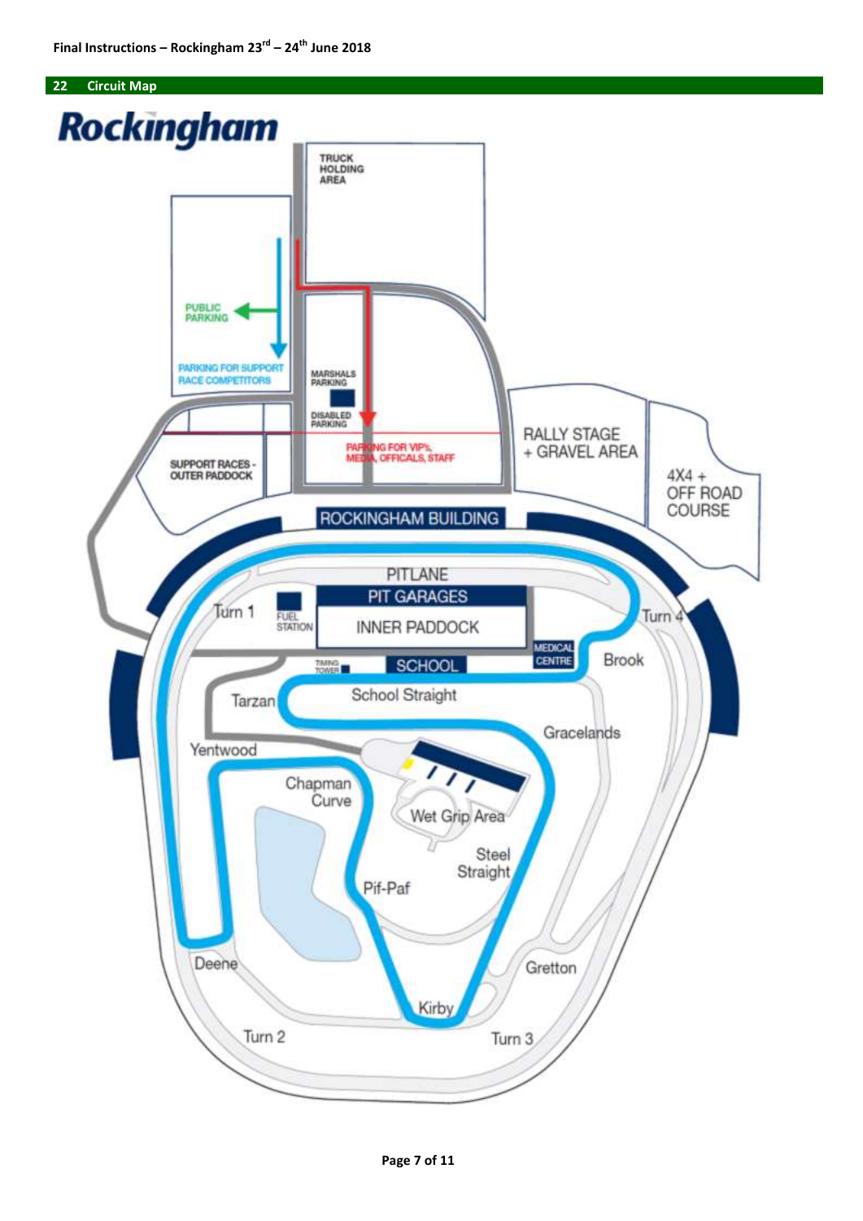## 22 Circuit Map

**Rockingham**

TRUCK HOLDING AREA

PUBLIC PARKING

PARKING FOR SUPPORT RACE COMPETITORS

MARSHALS PARKING

DISABLED PARKING

PARKING FOR VIP's, MEDIA, OFFICALS, STAFF

SUPPORT RACES - OUTER PADDOCK

RALLY STAGE + GRAVEL AREA

4X4 + OFF ROAD COURSE

ROCKINGHAM BUILDING

PITLANE

PIT GARAGES

INNER PADDOCK

FUEL STATION

MEDICAL CENTRE

TIMING TOWER

SCHOOL

School Straight

Turn 1

Turn 4

Brook

Tarzan

Yentwood

Gracelands

Chapman Curve

Wet Grip Area

Steel Straight

Pif-Paf

Deene

Gretton

Kirby

Turn 2

Turn 3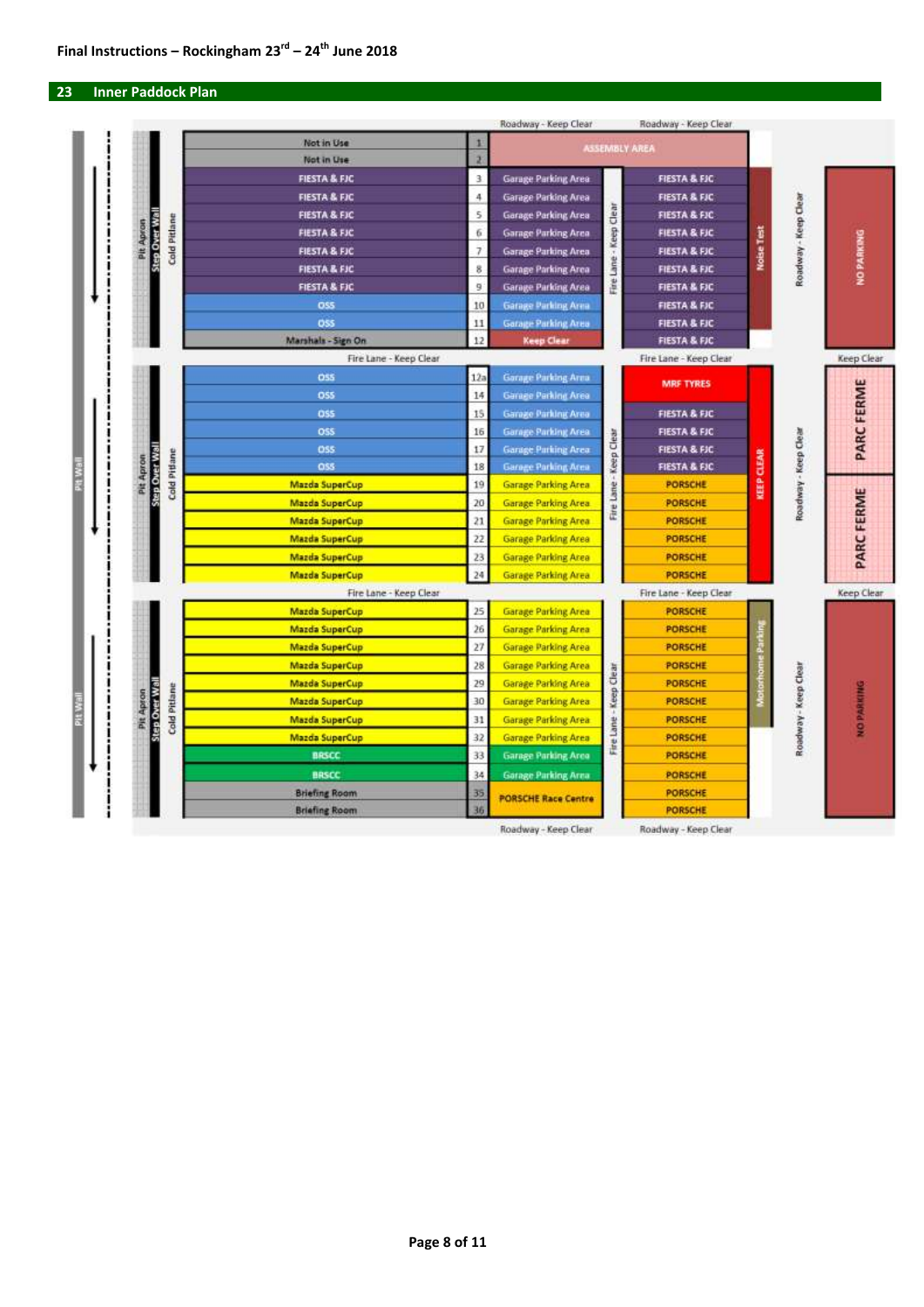Final Instructions – Rockingham 23rd – 24th June 2018

## 23 Inner Paddock Plan

Roadway - Keep Clear | Roadway - Keep Clear

| Garage | No. | Parking | Opposite |
|---|---|---|---|
| Not in Use | 1 | ASSEMBLY AREA | |
| Not in Use | 2 | | |
| FIESTA & FJC | 3 | Garage Parking Area | FIESTA & FJC |
| FIESTA & FJC | 4 | Garage Parking Area | FIESTA & FJC |
| FIESTA & FJC | 5 | Garage Parking Area | FIESTA & FJC |
| FIESTA & FJC | 6 | Garage Parking Area | FIESTA & FJC |
| FIESTA & FJC | 7 | Garage Parking Area | FIESTA & FJC |
| FIESTA & FJC | 8 | Garage Parking Area | FIESTA & FJC |
| FIESTA & FJC | 9 | Garage Parking Area | FIESTA & FJC |
| OSS | 10 | Garage Parking Area | FIESTA & FJC |
| OSS | 11 | Garage Parking Area | FIESTA & FJC |
| Marshals - Sign On | 12 | Keep Clear | FIESTA & FJC |
| *Fire Lane - Keep Clear* | | | *Fire Lane - Keep Clear* |
| OSS | 12a | Garage Parking Area | MRF TYRES |
| OSS | 14 | Garage Parking Area | MRF TYRES |
| OSS | 15 | Garage Parking Area | FIESTA & FJC |
| OSS | 16 | Garage Parking Area | FIESTA & FJC |
| OSS | 17 | Garage Parking Area | FIESTA & FJC |
| OSS | 18 | Garage Parking Area | FIESTA & FJC |
| Mazda SuperCup | 19 | Garage Parking Area | PORSCHE |
| Mazda SuperCup | 20 | Garage Parking Area | PORSCHE |
| Mazda SuperCup | 21 | Garage Parking Area | PORSCHE |
| Mazda SuperCup | 22 | Garage Parking Area | PORSCHE |
| Mazda SuperCup | 23 | Garage Parking Area | PORSCHE |
| Mazda SuperCup | 24 | Garage Parking Area | PORSCHE |
| *Fire Lane - Keep Clear* | | | *Fire Lane - Keep Clear* |
| Mazda SuperCup | 25 | Garage Parking Area | PORSCHE |
| Mazda SuperCup | 26 | Garage Parking Area | PORSCHE |
| Mazda SuperCup | 27 | Garage Parking Area | PORSCHE |
| Mazda SuperCup | 28 | Garage Parking Area | PORSCHE |
| Mazda SuperCup | 29 | Garage Parking Area | PORSCHE |
| Mazda SuperCup | 30 | Garage Parking Area | PORSCHE |
| Mazda SuperCup | 31 | Garage Parking Area | PORSCHE |
| Mazda SuperCup | 32 | Garage Parking Area | PORSCHE |
| BRSCC | 33 | Garage Parking Area | PORSCHE |
| BRSCC | 34 | Garage Parking Area | PORSCHE |
| Briefing Room | 35 | PORSCHE Race Centre | PORSCHE |
| Briefing Room | 36 | | PORSCHE |

Roadway - Keep Clear | Roadway - Keep Clear

Other labels on plan: Pit Wall; Pit Apron; Step Over Wall; Cold Pitlane; Fire Lane - Keep Clear; Noise Test; KEEP CLEAR; Motorhome Parking; Roadway - Keep Clear; NO PARKING; Keep Clear; PARC FERME; PARC FERME; Keep Clear; NO PARKING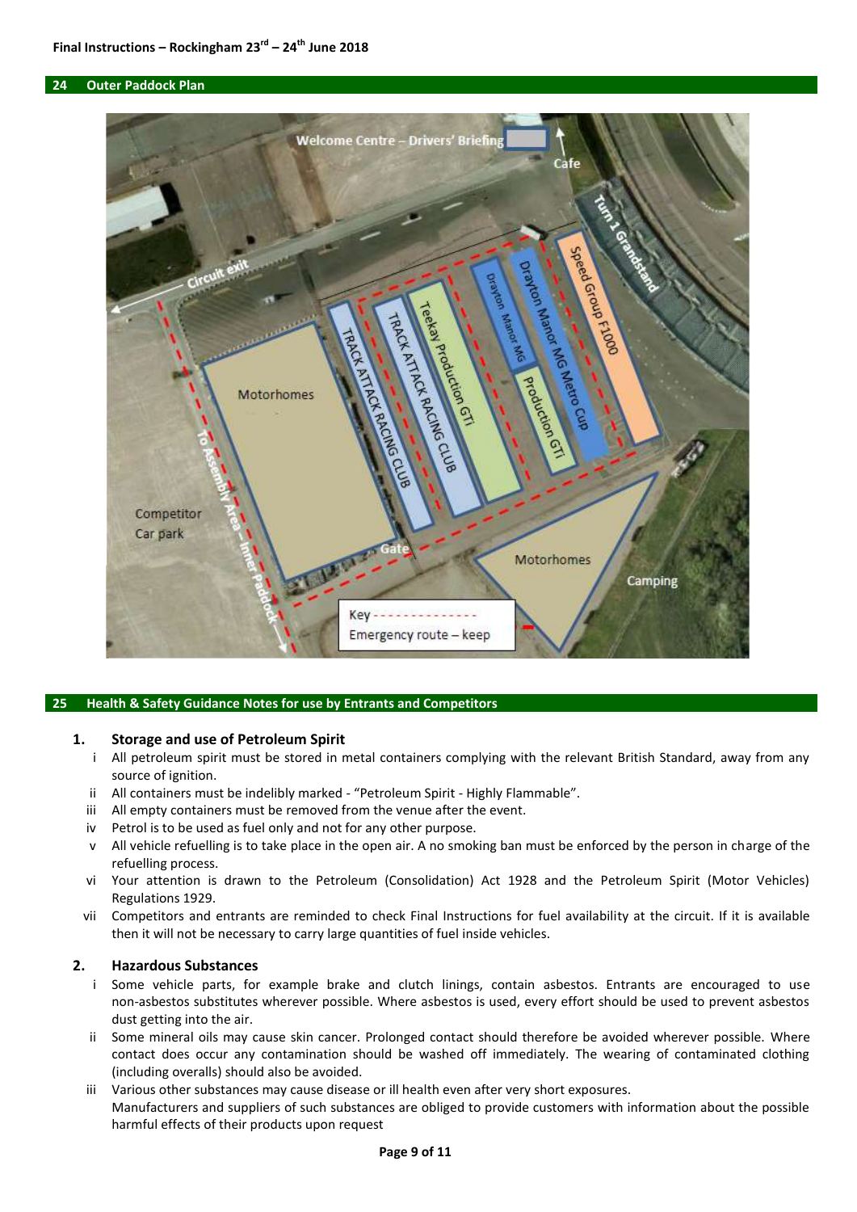## 24 Outer Paddock Plan

Welcome Centre – Drivers' Briefing

Cafe

Turn 1 Grandstand

Circuit exit

Speed Group F1000

Drayton Manor MG Metro Cup

Drayton Manor MG

Production GTi

Teekay Production GTi

TRACK ATTACK RACING CLUB

TRACK ATTACK RACING CLUB

Motorhomes

To Assembly Area – Inner Paddock

Competitor Car park

Gate

Motorhomes

Camping

Key - - - - - - - - - - - - - -
Emergency route – keep

## 25 Health & Safety Guidance Notes for use by Entrants and Competitors

### 1. Storage and use of Petroleum Spirit

i. All petroleum spirit must be stored in metal containers complying with the relevant British Standard, away from any source of ignition.
ii. All containers must be indelibly marked - "Petroleum Spirit - Highly Flammable".
iii. All empty containers must be removed from the venue after the event.
iv. Petrol is to be used as fuel only and not for any other purpose.
v. All vehicle refuelling is to take place in the open air. A no smoking ban must be enforced by the person in charge of the refuelling process.
vi. Your attention is drawn to the Petroleum (Consolidation) Act 1928 and the Petroleum Spirit (Motor Vehicles) Regulations 1929.
vii. Competitors and entrants are reminded to check Final Instructions for fuel availability at the circuit. If it is available then it will not be necessary to carry large quantities of fuel inside vehicles.

### 2. Hazardous Substances

i. Some vehicle parts, for example brake and clutch linings, contain asbestos. Entrants are encouraged to use non-asbestos substitutes wherever possible. Where asbestos is used, every effort should be used to prevent asbestos dust getting into the air.
ii. Some mineral oils may cause skin cancer. Prolonged contact should therefore be avoided wherever possible. Where contact does occur any contamination should be washed off immediately. The wearing of contaminated clothing (including overalls) should also be avoided.
iii. Various other substances may cause disease or ill health even after very short exposures.
Manufacturers and suppliers of such substances are obliged to provide customers with information about the possible harmful effects of their products upon request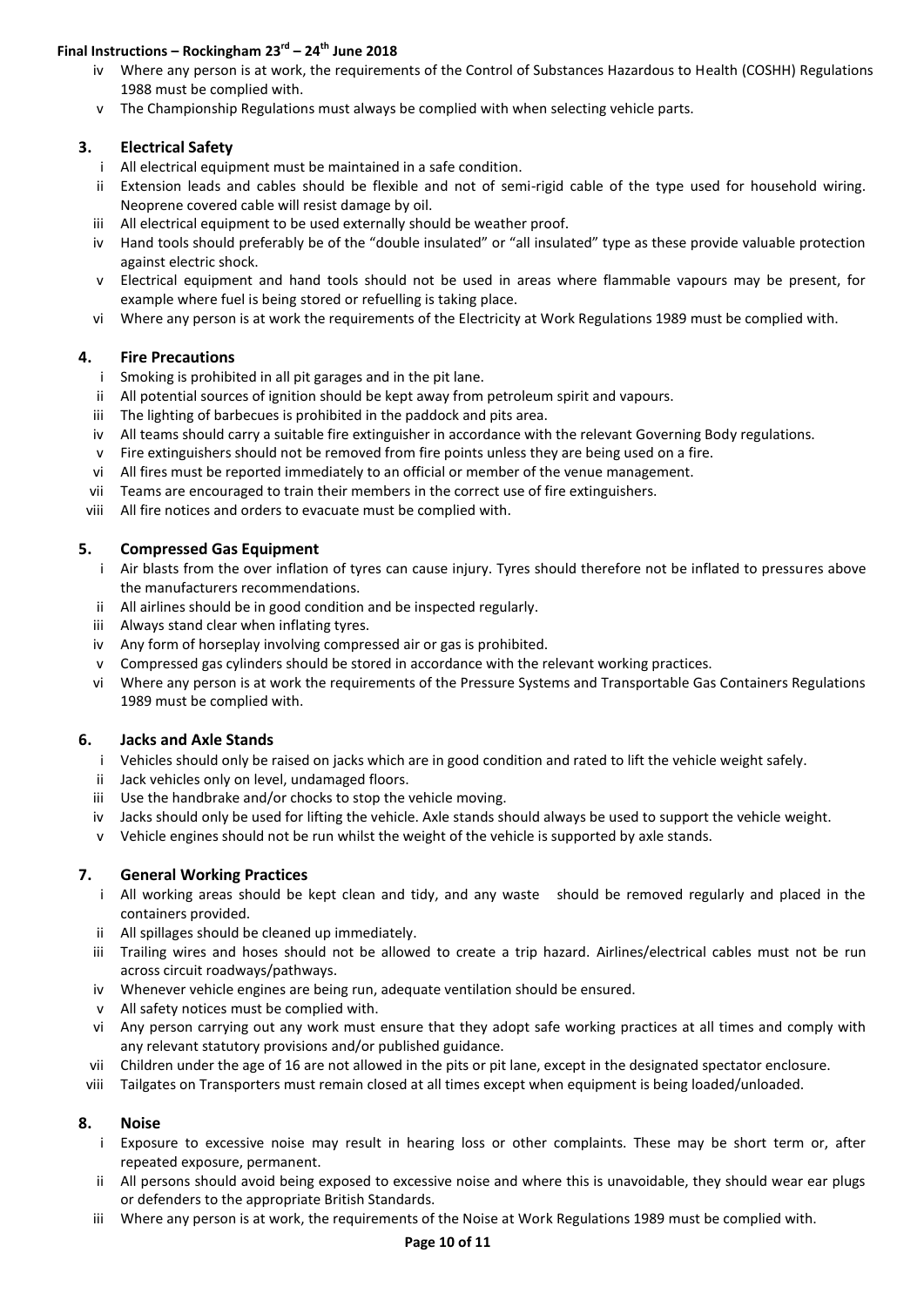iv Where any person is at work, the requirements of the Control of Substances Hazardous to Health (COSHH) Regulations 1988 must be complied with.

v The Championship Regulations must always be complied with when selecting vehicle parts.

## 3. Electrical Safety

i All electrical equipment must be maintained in a safe condition.

ii Extension leads and cables should be flexible and not of semi-rigid cable of the type used for household wiring. Neoprene covered cable will resist damage by oil.

iii All electrical equipment to be used externally should be weather proof.

iv Hand tools should preferably be of the "double insulated" or "all insulated" type as these provide valuable protection against electric shock.

v Electrical equipment and hand tools should not be used in areas where flammable vapours may be present, for example where fuel is being stored or refuelling is taking place.

vi Where any person is at work the requirements of the Electricity at Work Regulations 1989 must be complied with.

## 4. Fire Precautions

i Smoking is prohibited in all pit garages and in the pit lane.

ii All potential sources of ignition should be kept away from petroleum spirit and vapours.

iii The lighting of barbecues is prohibited in the paddock and pits area.

iv All teams should carry a suitable fire extinguisher in accordance with the relevant Governing Body regulations.

v Fire extinguishers should not be removed from fire points unless they are being used on a fire.

vi All fires must be reported immediately to an official or member of the venue management.

vii Teams are encouraged to train their members in the correct use of fire extinguishers.

viii All fire notices and orders to evacuate must be complied with.

## 5. Compressed Gas Equipment

i Air blasts from the over inflation of tyres can cause injury. Tyres should therefore not be inflated to pressures above the manufacturers recommendations.

ii All airlines should be in good condition and be inspected regularly.

iii Always stand clear when inflating tyres.

iv Any form of horseplay involving compressed air or gas is prohibited.

v Compressed gas cylinders should be stored in accordance with the relevant working practices.

vi Where any person is at work the requirements of the Pressure Systems and Transportable Gas Containers Regulations 1989 must be complied with.

## 6. Jacks and Axle Stands

i Vehicles should only be raised on jacks which are in good condition and rated to lift the vehicle weight safely.

ii Jack vehicles only on level, undamaged floors.

iii Use the handbrake and/or chocks to stop the vehicle moving.

iv Jacks should only be used for lifting the vehicle. Axle stands should always be used to support the vehicle weight.

v Vehicle engines should not be run whilst the weight of the vehicle is supported by axle stands.

## 7. General Working Practices

i All working areas should be kept clean and tidy, and any waste should be removed regularly and placed in the containers provided.

ii All spillages should be cleaned up immediately.

iii Trailing wires and hoses should not be allowed to create a trip hazard. Airlines/electrical cables must not be run across circuit roadways/pathways.

iv Whenever vehicle engines are being run, adequate ventilation should be ensured.

v All safety notices must be complied with.

vi Any person carrying out any work must ensure that they adopt safe working practices at all times and comply with any relevant statutory provisions and/or published guidance.

vii Children under the age of 16 are not allowed in the pits or pit lane, except in the designated spectator enclosure.

viii Tailgates on Transporters must remain closed at all times except when equipment is being loaded/unloaded.

## 8. Noise

i Exposure to excessive noise may result in hearing loss or other complaints. These may be short term or, after repeated exposure, permanent.

ii All persons should avoid being exposed to excessive noise and where this is unavoidable, they should wear ear plugs or defenders to the appropriate British Standards.

iii Where any person is at work, the requirements of the Noise at Work Regulations 1989 must be complied with.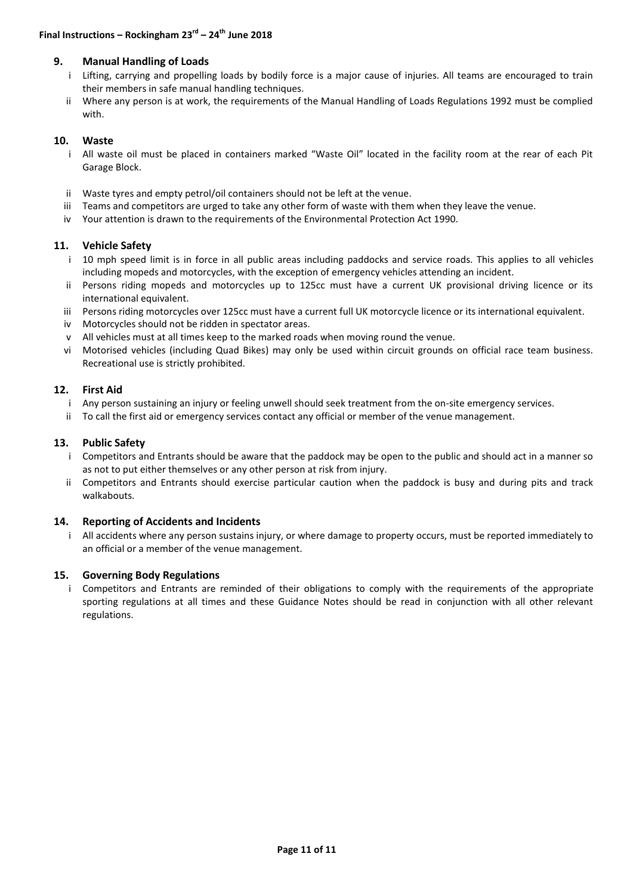## 9. Manual Handling of Loads

i Lifting, carrying and propelling loads by bodily force is a major cause of injuries. All teams are encouraged to train their members in safe manual handling techniques.

ii Where any person is at work, the requirements of the Manual Handling of Loads Regulations 1992 must be complied with.

## 10. Waste

i All waste oil must be placed in containers marked "Waste Oil" located in the facility room at the rear of each Pit Garage Block.

ii Waste tyres and empty petrol/oil containers should not be left at the venue.

iii Teams and competitors are urged to take any other form of waste with them when they leave the venue.

iv Your attention is drawn to the requirements of the Environmental Protection Act 1990.

## 11. Vehicle Safety

i 10 mph speed limit is in force in all public areas including paddocks and service roads. This applies to all vehicles including mopeds and motorcycles, with the exception of emergency vehicles attending an incident.

ii Persons riding mopeds and motorcycles up to 125cc must have a current UK provisional driving licence or its international equivalent.

iii Persons riding motorcycles over 125cc must have a current full UK motorcycle licence or its international equivalent.

iv Motorcycles should not be ridden in spectator areas.

v All vehicles must at all times keep to the marked roads when moving round the venue.

vi Motorised vehicles (including Quad Bikes) may only be used within circuit grounds on official race team business. Recreational use is strictly prohibited.

## 12. First Aid

i Any person sustaining an injury or feeling unwell should seek treatment from the on-site emergency services.

ii To call the first aid or emergency services contact any official or member of the venue management.

## 13. Public Safety

i Competitors and Entrants should be aware that the paddock may be open to the public and should act in a manner so as not to put either themselves or any other person at risk from injury.

ii Competitors and Entrants should exercise particular caution when the paddock is busy and during pits and track walkabouts.

## 14. Reporting of Accidents and Incidents

i All accidents where any person sustains injury, or where damage to property occurs, must be reported immediately to an official or a member of the venue management.

## 15. Governing Body Regulations

i Competitors and Entrants are reminded of their obligations to comply with the requirements of the appropriate sporting regulations at all times and these Guidance Notes should be read in conjunction with all other relevant regulations.